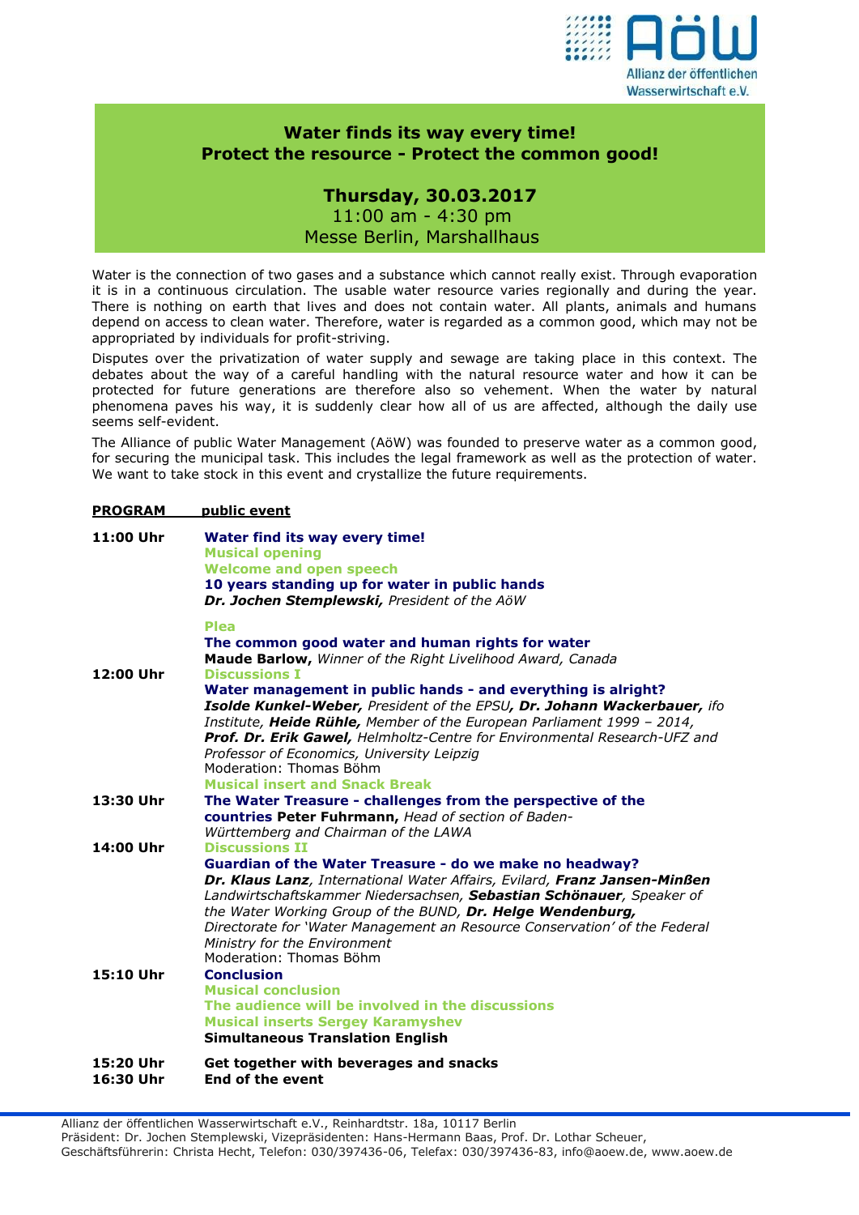Allianz der öffentlichen Wasserwirtschaft e.V.

# Water finds its way every time!
# Protect the resource - Protect the common good!

## Thursday, 30.03.2017

11:00 am - 4:30 pm
Messe Berlin, Marshallhaus

Water is the connection of two gases and a substance which cannot really exist. Through evaporation it is in a continuous circulation. The usable water resource varies regionally and during the year. There is nothing on earth that lives and does not contain water. All plants, animals and humans depend on access to clean water. Therefore, water is regarded as a common good, which may not be appropriated by individuals for profit-striving.

Disputes over the privatization of water supply and sewage are taking place in this context. The debates about the way of a careful handling with the natural resource water and how it can be protected for future generations are therefore also so vehement. When the water by natural phenomena paves his way, it is suddenly clear how all of us are affected, although the daily use seems self-evident.

The Alliance of public Water Management (AöW) was founded to preserve water as a common good, for securing the municipal task. This includes the legal framework as well as the protection of water. We want to take stock in this event and crystallize the future requirements.

**PROGRAM** **public event**

**11:00 Uhr**

**Water find its way every time!**
**Musical opening**
**Welcome and open speech**
**10 years standing up for water in public hands**
***Dr. Jochen Stemplewski,*** *President of the AöW*

**Plea**
**The common good water and human rights for water**
**Maude Barlow,** *Winner of the Right Livelihood Award, Canada*

**12:00 Uhr**

**Discussions I**
**Water management in public hands - and everything is alright?**
***Isolde Kunkel-Weber,*** *President of the EPSU**, Dr. Johann Wackerbauer,** ifo Institute,* ***Heide Rühle,*** *Member of the European Parliament 1999 – 2014,*
***Prof. Dr. Erik Gawel,*** *Helmholtz-Centre for Environmental Research-UFZ and Professor of Economics, University Leipzig*
Moderation: Thomas Böhm
**Musical insert and Snack Break**

**13:30 Uhr**

**The Water Treasure - challenges from the perspective of the countries** **Peter Fuhrmann,** *Head of section of Baden-Württemberg and Chairman of the LAWA*

**14:00 Uhr**

**Discussions II**
**Guardian of the Water Treasure - do we make no headway?**
***Dr. Klaus Lanz****, International Water Affairs, Evilard,* ***Franz Jansen-Minßen*** *Landwirtschaftskammer Niedersachsen,* ***Sebastian Schönauer****, Speaker of the Water Working Group of the BUND,* ***Dr. Helge Wendenburg,*** *Directorate for 'Water Management an Resource Conservation' of the Federal Ministry for the Environment*
Moderation: Thomas Böhm

**15:10 Uhr**

**Conclusion**
**Musical conclusion**
**The audience will be involved in the discussions**
**Musical inserts Sergey Karamyshev**
**Simultaneous Translation English**

**15:20 Uhr** **Get together with beverages and snacks**

**16:30 Uhr** **End of the event**

Allianz der öffentlichen Wasserwirtschaft e.V., Reinhardtstr. 18a, 10117 Berlin
Präsident: Dr. Jochen Stemplewski, Vizepräsidenten: Hans-Hermann Baas, Prof. Dr. Lothar Scheuer,
Geschäftsführerin: Christa Hecht, Telefon: 030/397436-06, Telefax: 030/397436-83, info@aoew.de, www.aoew.de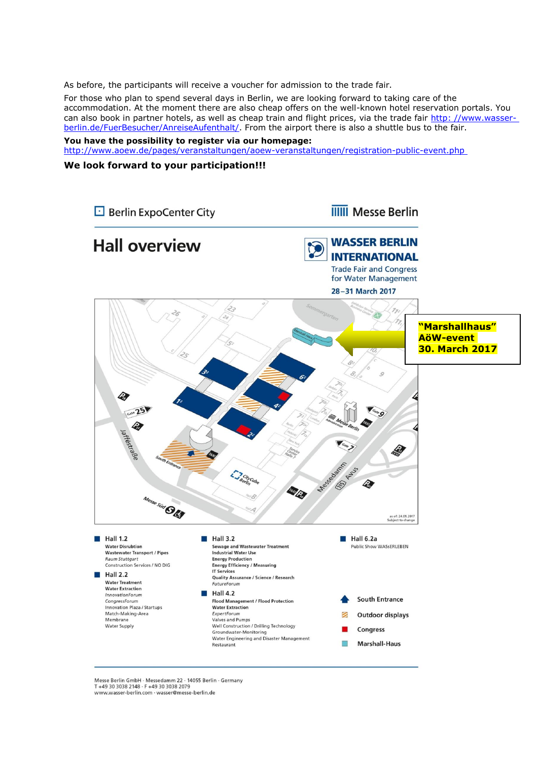As before, the participants will receive a voucher for admission to the trade fair.

For those who plan to spend several days in Berlin, we are looking forward to taking care of the accommodation. At the moment there are also cheap offers on the well-known hotel reservation portals. You can also book in partner hotels, as well as cheap train and flight prices, via the trade fair http: //www.wasser-berlin.de/FuerBesucher/AnreiseAufenthalt/. From the airport there is also a shuttle bus to the fair.

**You have the possibility to register via our homepage:**
http://www.aoew.de/pages/veranstaltungen/aoew-veranstaltungen/registration-public-event.php

**We look forward to your participation!!!**

Berlin ExpoCenter City

Messe Berlin

# Hall overview

**WASSER BERLIN INTERNATIONAL**

Trade Fair and Congress for Water Management

**28–31 March 2017**

**"Marshallhaus" AöW-event 30. March 2017**

as of: 24.01.2017
Subject to change

**Hall 1.2**
Water Disrubtion
Wastewater Transport / Pipes
*Raum Stuttgart*
Construction Services / NO DIG

**Hall 2.2**
Water Treatment
Water Extraction
*InnovationForum*
*CongressForum*
Innovation Plaza / Startups
Match-Making-Area
Membrane
Water Supply

**Hall 3.2**
Sewage and Wastewater Treatment
Industrial Water Use
Energy Production
Energy Efficiency / Measuring
IT Services
Quality Assurance / Science / Research
*FutureForum*

**Hall 4.2**
Flood Management / Flood Protection
Water Extraction
*ExpertForum*
Valves and Pumps
Well Construction / Drilling Technology
Groundwater-Monitoring
Water Engineering and Disaster Management
Restaurant

**Hall 6.2a**
Public Show WASsERLEBEN

South Entrance
Outdoor displays
Congress
Marshall-Haus

Messe Berlin GmbH · Messedamm 22 · 14055 Berlin · Germany
T +49 30 3038 2148 · F +49 30 3038 2079
www.wasser-berlin.com · wasser@messe-berlin.de